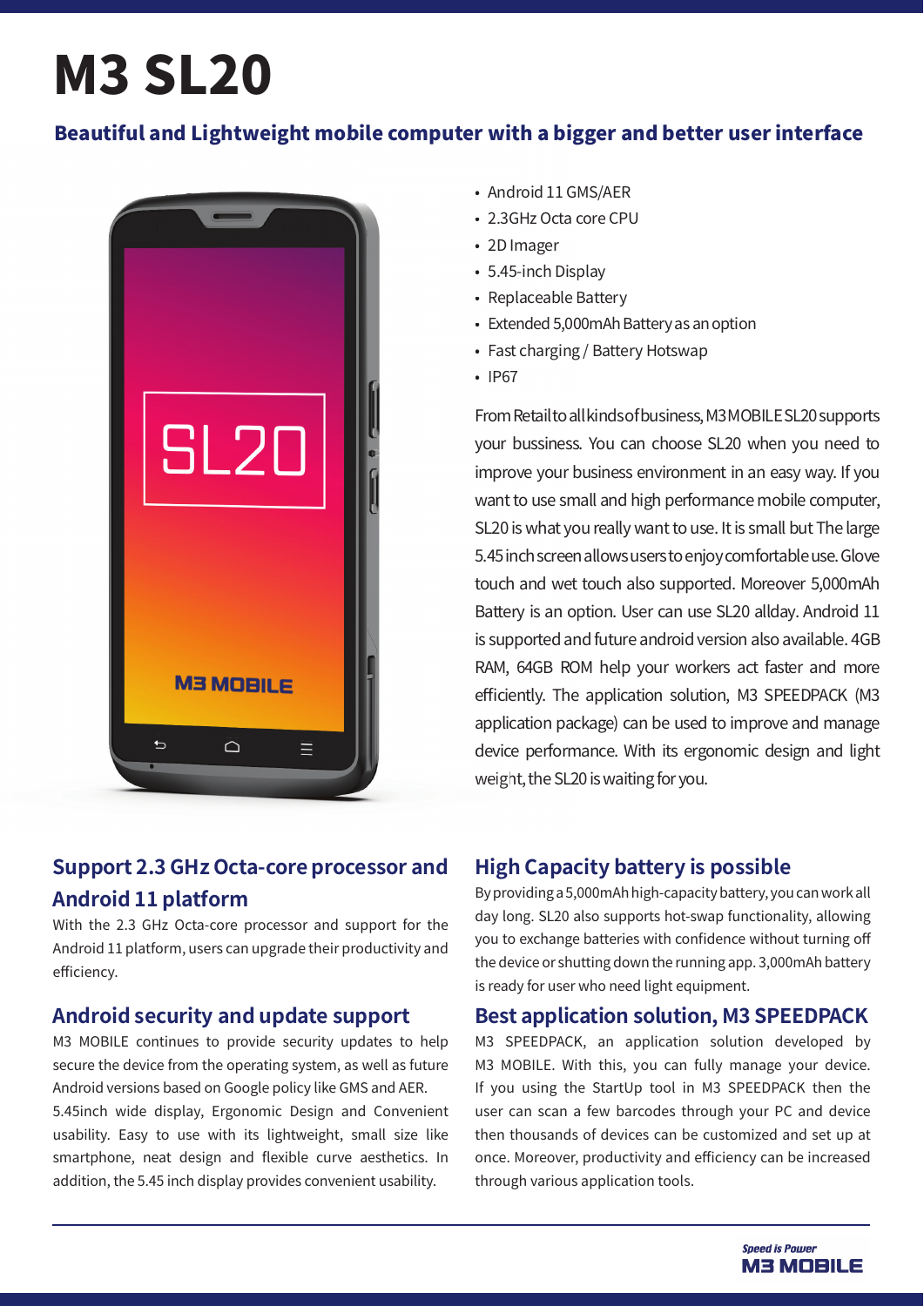# M3 SL20

## Beautiful and Lightweight mobile computer with a bigger and better user interface

- Android 11 GMS/AER
- 2.3GHz Octa core CPU
- 2D Imager
- 5.45-inch Display
- Replaceable Battery
- Extended 5,000mAh Battery as an option
- Fast charging / Battery Hotswap
- IP67

From Retail to all kinds of business, M3 MOBILE SL20 supports your bussiness. You can choose SL20 when you need to improve your business environment in an easy way. If you want to use small and high performance mobile computer, SL20 is what you really want to use. It is small but The large 5.45 inch screen allows users to enjoy comfortable use. Glove touch and wet touch also supported. Moreover 5,000mAh Battery is an option. User can use SL20 allday. Android 11 is supported and future android version also available. 4GB RAM, 64GB ROM help your workers act faster and more efficiently. The application solution, M3 SPEEDPACK (M3 application package) can be used to improve and manage device performance. With its ergonomic design and light weight, the SL20 is waiting for you.

### Support 2.3 GHz Octa-core processor and Android 11 platform

With the 2.3 GHz Octa-core processor and support for the Android 11 platform, users can upgrade their productivity and efficiency.

### Android security and update support

M3 MOBILE continues to provide security updates to help secure the device from the operating system, as well as future Android versions based on Google policy like GMS and AER.
5.45inch wide display, Ergonomic Design and Convenient usability. Easy to use with its lightweight, small size like smartphone, neat design and flexible curve aesthetics. In addition, the 5.45 inch display provides convenient usability.

### High Capacity battery is possible

By providing a 5,000mAh high-capacity battery, you can work all day long. SL20 also supports hot-swap functionality, allowing you to exchange batteries with confidence without turning off the device or shutting down the running app. 3,000mAh battery is ready for user who need light equipment.

### Best application solution, M3 SPEEDPACK

M3 SPEEDPACK, an application solution developed by M3 MOBILE. With this, you can fully manage your device. If you using the StartUp tool in M3 SPEEDPACK then the user can scan a few barcodes through your PC and device then thousands of devices can be customized and set up at once. Moreover, productivity and efficiency can be increased through various application tools.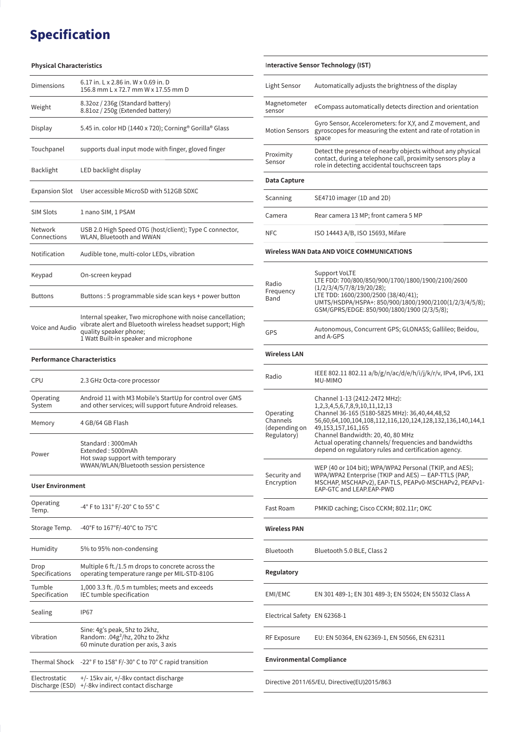# Specification

### Physical Characteristics

| | |
|---|---|
| Dimensions | 6.17 in. L x 2.86 in. W x 0.69 in. D<br>156.8 mm L x 72.7 mm W x 17.55 mm D |
| Weight | 8.32oz / 236g (Standard battery)<br>8.81oz / 250g (Extended battery) |
| Display | 5.45 in. color HD (1440 x 720); Corning® Gorilla® Glass |
| Touchpanel | supports dual input mode with finger, gloved finger |
| Backlight | LED backlight display |
| Expansion Slot | User accessible MicroSD with 512GB SDXC |
| SIM Slots | 1 nano SIM, 1 PSAM |
| Network Connections | USB 2.0 High Speed OTG (host/client); Type C connector, WLAN, Bluetooth and WWAN |
| Notification | Audible tone, multi-color LEDs, vibration |
| Keypad | On-screen keypad |
| Buttons | Buttons : 5 programmable side scan keys + power button |
| Voice and Audio | Internal speaker, Two microphone with noise cancellation; vibrate alert and Bluetooth wireless headset support; High quality speaker phone;<br>1 Watt Built-in speaker and microphone |

### Performance Characteristics

| | |
|---|---|
| CPU | 2.3 GHz Octa-core processor |
| Operating System | Android 11 with M3 Mobile's StartUp for control over GMS and other services; will support future Android releases. |
| Memory | 4 GB/64 GB Flash |
| Power | Standard : 3000mAh<br>Extended : 5000mAh<br>Hot swap support with temporary WWAN/WLAN/Bluetooth session persistence |

### User Environment

| | |
|---|---|
| Operating Temp. | -4° F to 131° F/-20° C to 55° C |
| Storage Temp. | -40°F to 167°F/-40°C to 75°C |
| Humidity | 5% to 95% non-condensing |
| Drop Specifications | Multiple 6 ft./1.5 m drops to concrete across the operating temperature range per MIL-STD-810G |
| Tumble Specification | 1,000 3.3 ft. /0.5 m tumbles; meets and exceeds IEC tumble specification |
| Sealing | IP67 |
| Vibration | Sine: 4g's peak, 5hz to 2khz,<br>Random: .04g$^2$/hz, 20hz to 2khz<br>60 minute duration per axis, 3 axis |
| Thermal Shock | -22° F to 158° F/-30° C to 70° C rapid transition |
| Electrostatic Discharge (ESD) | +/- 15kv air, +/-8kv contact discharge<br>+/-8kv indirect contact discharge |

### Interactive Sensor Technology (IST)

| | |
|---|---|
| Light Sensor | Automatically adjusts the brightness of the display |
| Magnetometer sensor | eCompass automatically detects direction and orientation |
| Motion Sensors | Gyro Sensor, Accelerometers: for X,Y, and Z movement, and gyroscopes for measuring the extent and rate of rotation in space |
| Proximity Sensor | Detect the presence of nearby objects without any physical contact, during a telephone call, proximity sensors play a role in detecting accidental touchscreen taps |

### Data Capture

| | |
|---|---|
| Scanning | SE4710 imager (1D and 2D) |
| Camera | Rear camera 13 MP; front camera 5 MP |
| NFC | ISO 14443 A/B, ISO 15693, Mifare |

### Wireless WAN Data AND VOICE COMMUNICATIONS

| | |
|---|---|
| Radio Frequency Band | Support VoLTE<br>LTE FDD: 700/800/850/900/1700/1800/1900/2100/2600 (1/2/3/4/5/7/8/19/20/28);<br>LTE TDD: 1600/2300/2500 (38/40/41);<br>UMTS/HSDPA/HSPA+: 850/900/1800/1900/2100(1/2/3/4/5/8);<br>GSM/GPRS/EDGE: 850/900/1800/1900 (2/3/5/8); |
| GPS | Autonomous, Concurrent GPS; GLONASS; Gallileo; Beidou, and A-GPS |

### Wireless LAN

| | |
|---|---|
| Radio | IEEE 802.11 802.11 a/b/g/n/ac/d/e/h/i/j/k/r/v, IPv4, IPv6, 1X1 MU-MIMO |
| Operating Channels (depending on Regulatory) | Channel 1-13 (2412-2472 MHz):<br>1,2,3,4,5,6,7,8,9,10,11,12,13<br>Channel 36-165 (5180-5825 MHz): 36,40,44,48,52 56,60,64,100,104,108,112,116,120,124,128,132,136,140,144,149,153,157,161,165<br>Channel Bandwidth: 20, 40, 80 MHz<br>Actual operating channels/ frequencies and bandwidths depend on regulatory rules and certification agency. |
| Security and Encryption | WEP (40 or 104 bit); WPA/WPA2 Personal (TKIP, and AES); WPA/WPA2 Enterprise (TKIP and AES) — EAP-TTLS (PAP, MSCHAP, MSCHAPv2), EAP-TLS, PEAPv0-MSCHAPv2, PEAPv1-EAP-GTC and LEAP.EAP-PWD |
| Fast Roam | PMKID caching; Cisco CCKM; 802.11r; OKC |

### Wireless PAN

| | |
|---|---|
| Bluetooth | Bluetooth 5.0 BLE, Class 2 |

### Regulatory

| | |
|---|---|
| EMI/EMC | EN 301 489-1; EN 301 489-3; EN 55024; EN 55032 Class A |
| Electrical Safety | EN 62368-1 |
| RF Exposure | EU: EN 50364, EN 62369-1, EN 50566, EN 62311 |

### Environmental Compliance

Directive 2011/65/EU, Directive(EU)2015/863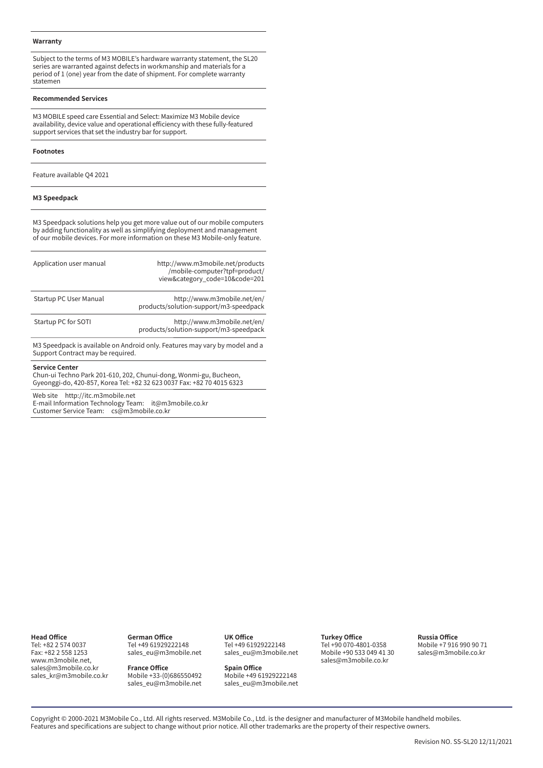### Warranty

Subject to the terms of M3 MOBILE's hardware warranty statement, the SL20 series are warranted against defects in workmanship and materials for a period of 1 (one) year from the date of shipment. For complete warranty statemen

### Recommended Services

M3 MOBILE speed care Essential and Select: Maximize M3 Mobile device availability, device value and operational efficiency with these fully-featured support services that set the industry bar for support.

### Footnotes

Feature available Q4 2021

### M3 Speedpack

M3 Speedpack solutions help you get more value out of our mobile computers by adding functionality as well as simplifying deployment and management of our mobile devices. For more information on these M3 Mobile-only feature.

| | |
|---|---|
| Application user manual | http://www.m3mobile.net/products/mobile-computer?tpf=product/view&category_code=10&code=201 |
| Startup PC User Manual | http://www.m3mobile.net/en/products/solution-support/m3-speedpack |
| Startup PC for SOTI | http://www.m3mobile.net/en/products/solution-support/m3-speedpack |

M3 Speedpack is available on Android only. Features may vary by model and a Support Contract may be required.

**Service Center**
Chun-ui Techno Park 201-610, 202, Chunui-dong, Wonmi-gu, Bucheon, Gyeonggi-do, 420-857, Korea Tel: +82 32 623 0037 Fax: +82 70 4015 6323

Web site http://itc.m3mobile.net
E-mail Information Technology Team: it@m3mobile.co.kr
Customer Service Team: cs@m3mobile.co.kr

**Head Office**
Tel: +82 2 574 0037
Fax: +82 2 558 1253
www.m3mobile.net,
sales@m3mobile.co.kr
sales_kr@m3mobile.co.kr

**German Office**
Tel +49 61929222148
sales_eu@m3mobile.net

**France Office**
Mobile +33-(0)686550492
sales_eu@m3mobile.net

**UK Office**
Tel +49 61929222148
sales_eu@m3mobile.net

**Spain Office**
Mobile +49 61929222148
sales_eu@m3mobile.net

**Turkey Office**
Tel +90 070-4801-0358
Mobile +90 533 049 41 30
sales@m3mobile.co.kr

**Russia Office**
Mobile +7 916 990 90 71
sales@m3mobile.co.kr

Copyright © 2000-2021 M3Mobile Co., Ltd. All rights reserved. M3Mobile Co., Ltd. is the designer and manufacturer of M3Mobile handheld mobiles. Features and specifications are subject to change without prior notice. All other trademarks are the property of their respective owners.

Revision NO. SS-SL20 12/11/2021